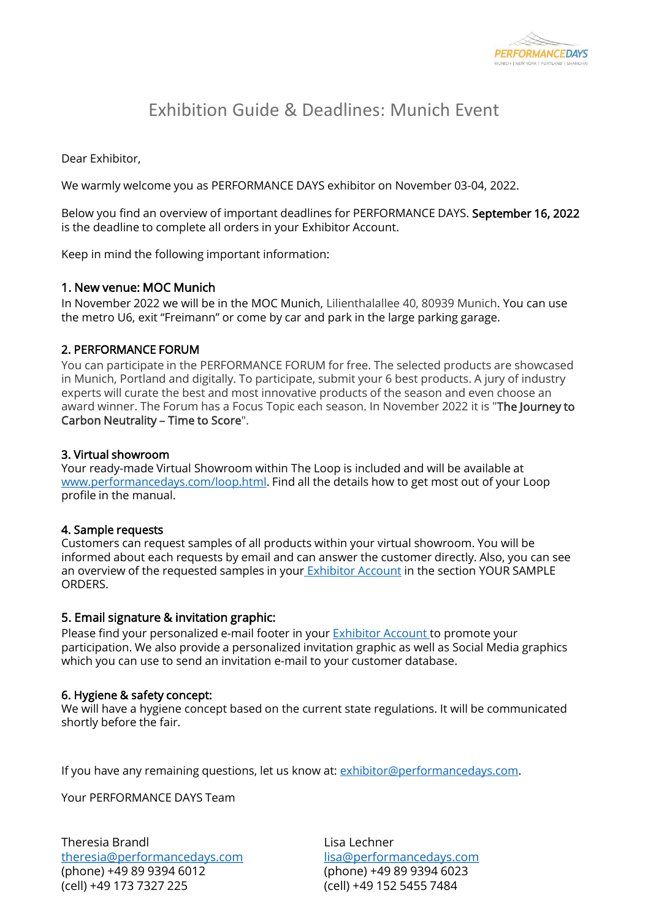# Exhibition Guide & Deadlines: Munich Event

Dear Exhibitor,

We warmly welcome you as PERFORMANCE DAYS exhibitor on November 03-04, 2022.

Below you find an overview of important deadlines for PERFORMANCE DAYS. **September 16, 2022** is the deadline to complete all orders in your Exhibitor Account.

Keep in mind the following important information:

### 1. New venue: MOC Munich

In November 2022 we will be in the MOC Munich, Lilienthalallee 40, 80939 Munich. You can use the metro U6, exit "Freimann" or come by car and park in the large parking garage.

### 2. PERFORMANCE FORUM

You can participate in the PERFORMANCE FORUM for free. The selected products are showcased in Munich, Portland and digitally. To participate, submit your 6 best products. A jury of industry experts will curate the best and most innovative products of the season and even choose an award winner. The Forum has a Focus Topic each season. In November 2022 it is "**The Journey to Carbon Neutrality – Time to Score**".

### 3. Virtual showroom

Your ready-made Virtual Showroom within The Loop is included and will be available at [www.performancedays.com/loop.html](www.performancedays.com/loop.html). Find all the details how to get most out of your Loop profile in the manual.

### 4. Sample requests

Customers can request samples of all products within your virtual showroom. You will be informed about each requests by email and can answer the customer directly. Also, you can see an overview of the requested samples in your Exhibitor Account in the section YOUR SAMPLE ORDERS.

### 5. Email signature & invitation graphic:

Please find your personalized e-mail footer in your Exhibitor Account to promote your participation. We also provide a personalized invitation graphic as well as Social Media graphics which you can use to send an invitation e-mail to your customer database.

### 6. Hygiene & safety concept:

We will have a hygiene concept based on the current state regulations. It will be communicated shortly before the fair.

If you have any remaining questions, let us know at: exhibitor@performancedays.com.

Your PERFORMANCE DAYS Team

Theresia Brandl
theresia@performancedays.com
(phone) +49 89 9394 6012
(cell) +49 173 7327 225

Lisa Lechner
lisa@performancedays.com
(phone) +49 89 9394 6023
(cell) +49 152 5455 7484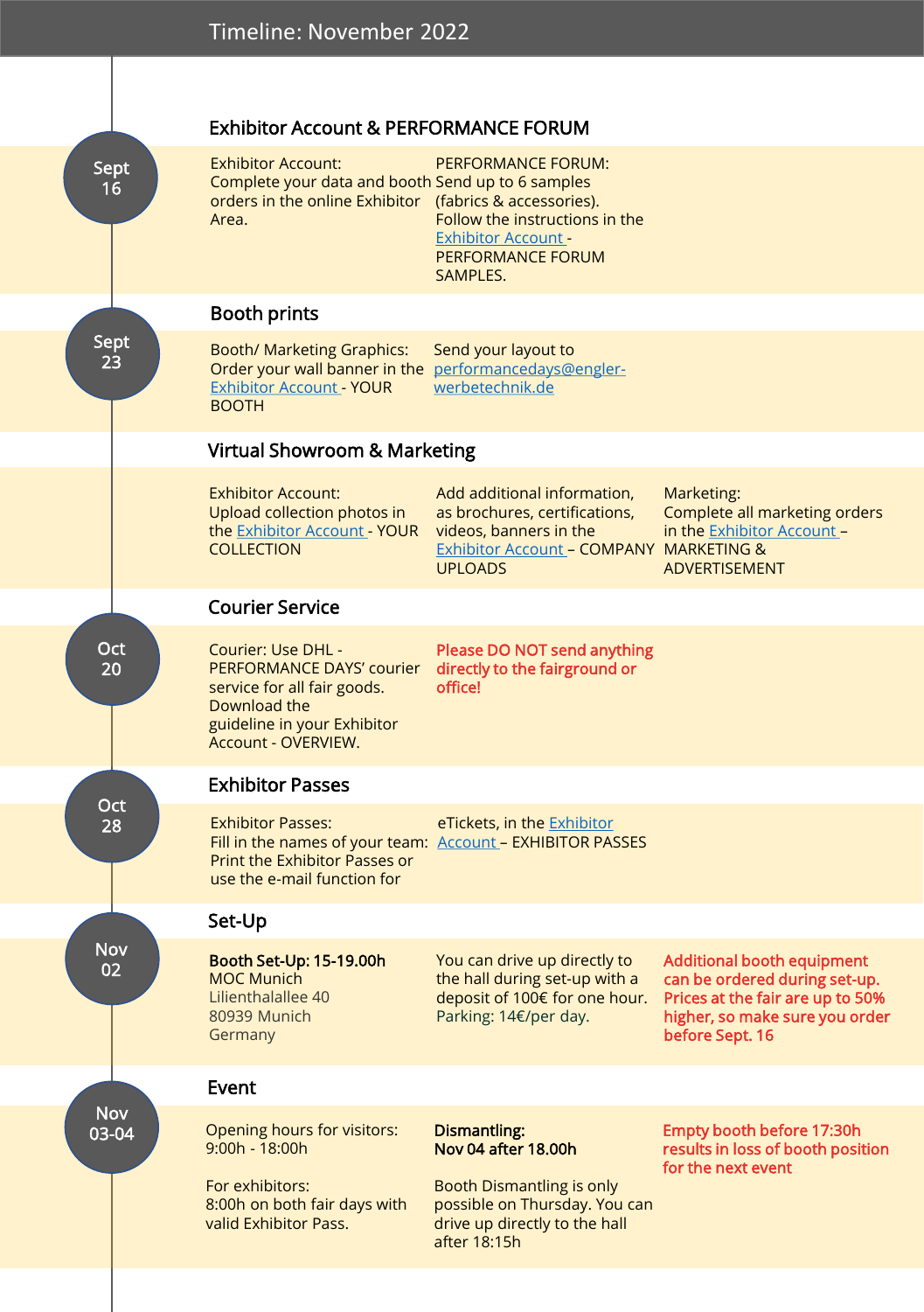# Timeline: November 2022

## Sept 16 — Exhibitor Account & PERFORMANCE FORUM

Exhibitor Account:
Complete your data and booth orders in the online Exhibitor Area.

PERFORMANCE FORUM:
Send up to 6 samples (fabrics & accessories).
Follow the instructions in the Exhibitor Account - PERFORMANCE FORUM SAMPLES.

## Sept 23 — Booth prints

Booth/ Marketing Graphics:
Order your wall banner in the Exhibitor Account - YOUR BOOTH

Send your layout to performancedays@engler-werbetechnik.de

## Virtual Showroom & Marketing

Exhibitor Account:
Upload collection photos in the Exhibitor Account - YOUR COLLECTION

Add additional information, as brochures, certifications, videos, banners in the Exhibitor Account – COMPANY UPLOADS

Marketing:
Complete all marketing orders in the Exhibitor Account – MARKETING & ADVERTISEMENT

## Oct 20 — Courier Service

Courier: Use DHL - PERFORMANCE DAYS' courier service for all fair goods. Download the guideline in your Exhibitor Account - OVERVIEW.

**Please DO NOT send anything directly to the fairground or office!**

## Oct 28 — Exhibitor Passes

Exhibitor Passes:
Fill in the names of your team: Print the Exhibitor Passes or use the e-mail function for

eTickets, in the Exhibitor Account – EXHIBITOR PASSES

## Nov 02 — Set-Up

**Booth Set-Up: 15-19.00h**
MOC Munich
Lilienthalallee 40
80939 Munich
Germany

You can drive up directly to the hall during set-up with a deposit of 100€ for one hour.
Parking: 14€/per day.

**Additional booth equipment can be ordered during set-up. Prices at the fair are up to 50% higher, so make sure you order before Sept. 16**

## Nov 03-04 — Event

Opening hours for visitors:
9:00h - 18:00h

For exhibitors:
8:00h on both fair days with valid Exhibitor Pass.

**Dismantling:**
**Nov 04 after 18.00h**

Booth Dismantling is only possible on Thursday. You can drive up directly to the hall after 18:15h

**Empty booth before 17:30h results in loss of booth position for the next event**